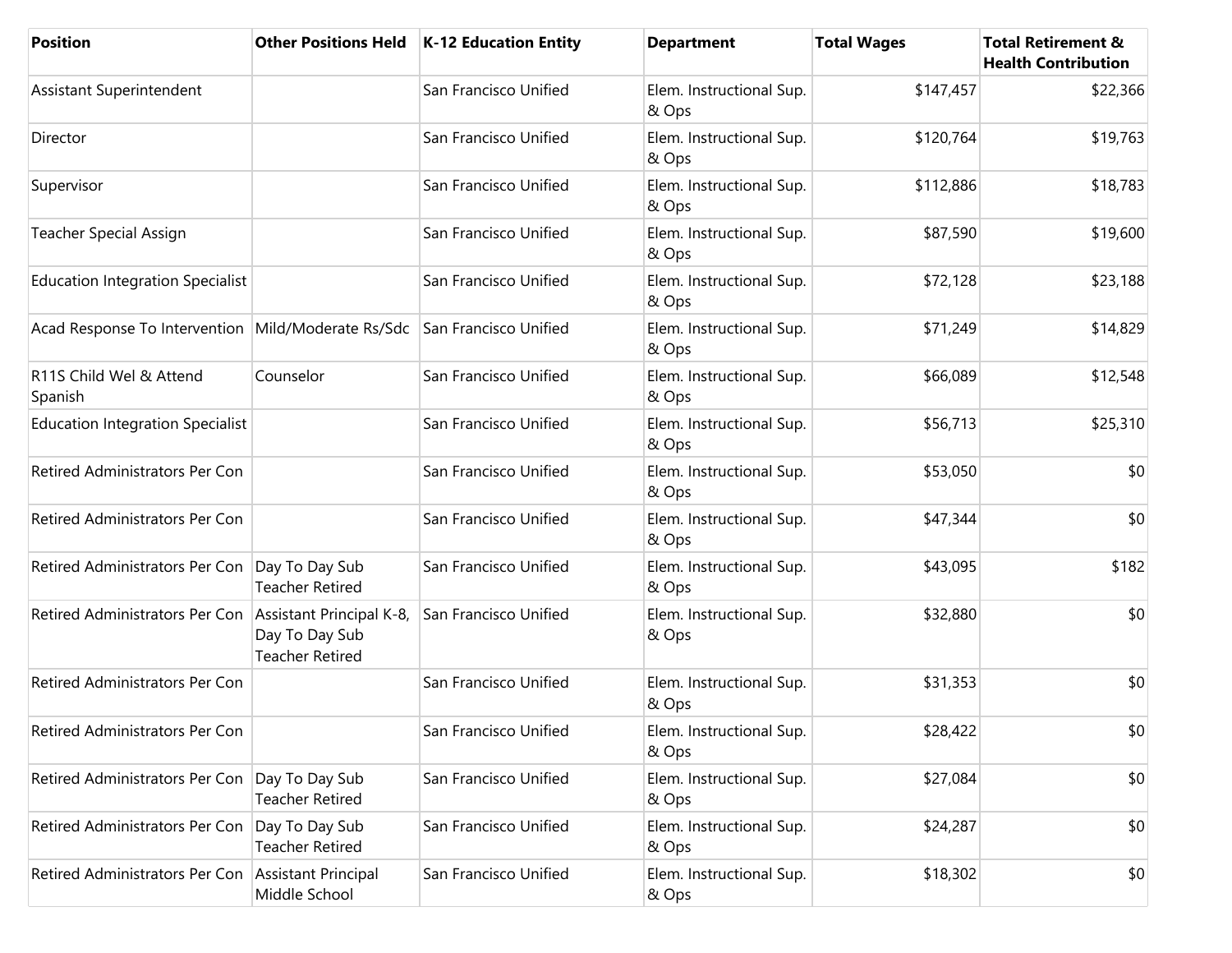| Position | Other Positions Held | K-12 Education Entity | Department | Total Wages | Total Retirement & Health Contribution |
|---|---|---|---|---|---|
| Assistant Superintendent | | San Francisco Unified | Elem. Instructional Sup. & Ops | $147,457 | $22,366 |
| Director | | San Francisco Unified | Elem. Instructional Sup. & Ops | $120,764 | $19,763 |
| Supervisor | | San Francisco Unified | Elem. Instructional Sup. & Ops | $112,886 | $18,783 |
| Teacher Special Assign | | San Francisco Unified | Elem. Instructional Sup. & Ops | $87,590 | $19,600 |
| Education Integration Specialist | | San Francisco Unified | Elem. Instructional Sup. & Ops | $72,128 | $23,188 |
| Acad Response To Intervention | Mild/Moderate Rs/Sdc | San Francisco Unified | Elem. Instructional Sup. & Ops | $71,249 | $14,829 |
| R11S Child Wel & Attend Spanish | Counselor | San Francisco Unified | Elem. Instructional Sup. & Ops | $66,089 | $12,548 |
| Education Integration Specialist | | San Francisco Unified | Elem. Instructional Sup. & Ops | $56,713 | $25,310 |
| Retired Administrators Per Con | | San Francisco Unified | Elem. Instructional Sup. & Ops | $53,050 | $0 |
| Retired Administrators Per Con | | San Francisco Unified | Elem. Instructional Sup. & Ops | $47,344 | $0 |
| Retired Administrators Per Con | Day To Day Sub Teacher Retired | San Francisco Unified | Elem. Instructional Sup. & Ops | $43,095 | $182 |
| Retired Administrators Per Con | Assistant Principal K-8, Day To Day Sub Teacher Retired | San Francisco Unified | Elem. Instructional Sup. & Ops | $32,880 | $0 |
| Retired Administrators Per Con | | San Francisco Unified | Elem. Instructional Sup. & Ops | $31,353 | $0 |
| Retired Administrators Per Con | | San Francisco Unified | Elem. Instructional Sup. & Ops | $28,422 | $0 |
| Retired Administrators Per Con | Day To Day Sub Teacher Retired | San Francisco Unified | Elem. Instructional Sup. & Ops | $27,084 | $0 |
| Retired Administrators Per Con | Day To Day Sub Teacher Retired | San Francisco Unified | Elem. Instructional Sup. & Ops | $24,287 | $0 |
| Retired Administrators Per Con | Assistant Principal Middle School | San Francisco Unified | Elem. Instructional Sup. & Ops | $18,302 | $0 |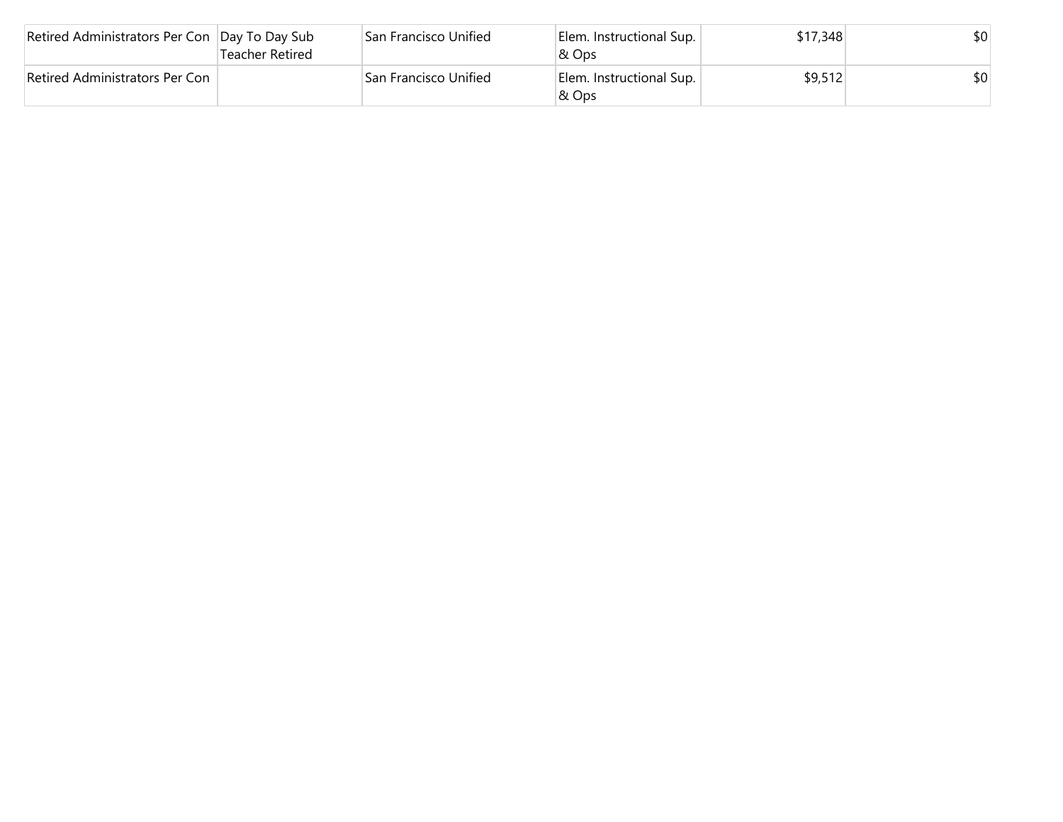| | | | | | |
|---|---|---|---|---|---|
| Retired Administrators Per Con | Day To Day Sub Teacher Retired | San Francisco Unified | Elem. Instructional Sup. & Ops | $17,348 | $0 |
| Retired Administrators Per Con | | San Francisco Unified | Elem. Instructional Sup. & Ops | $9,512 | $0 |